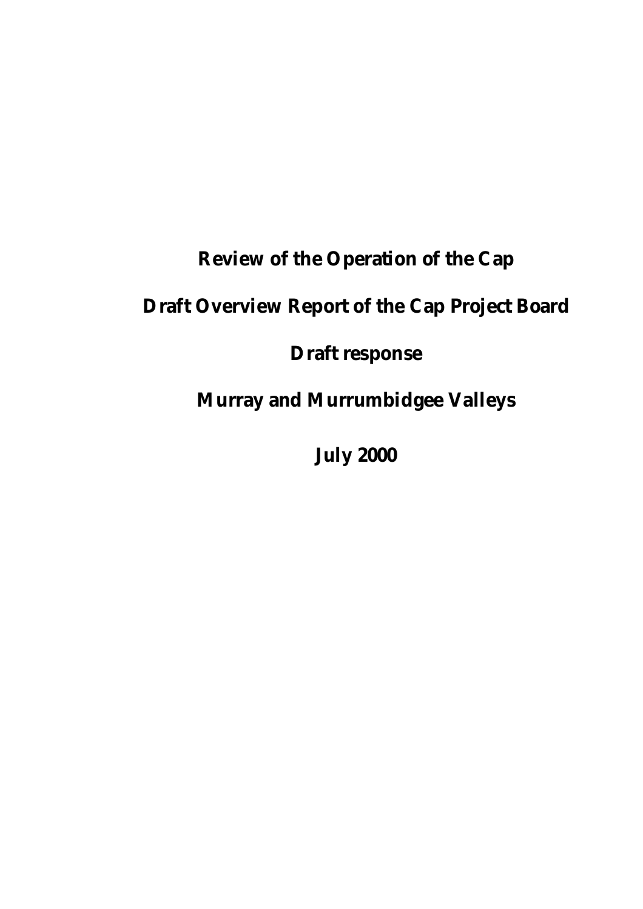# Review of the Operation of the Cap

# Draft Overview Report of the Cap Project Board

# Draft response

# Murray and Murrumbidgee Valleys

# July 2000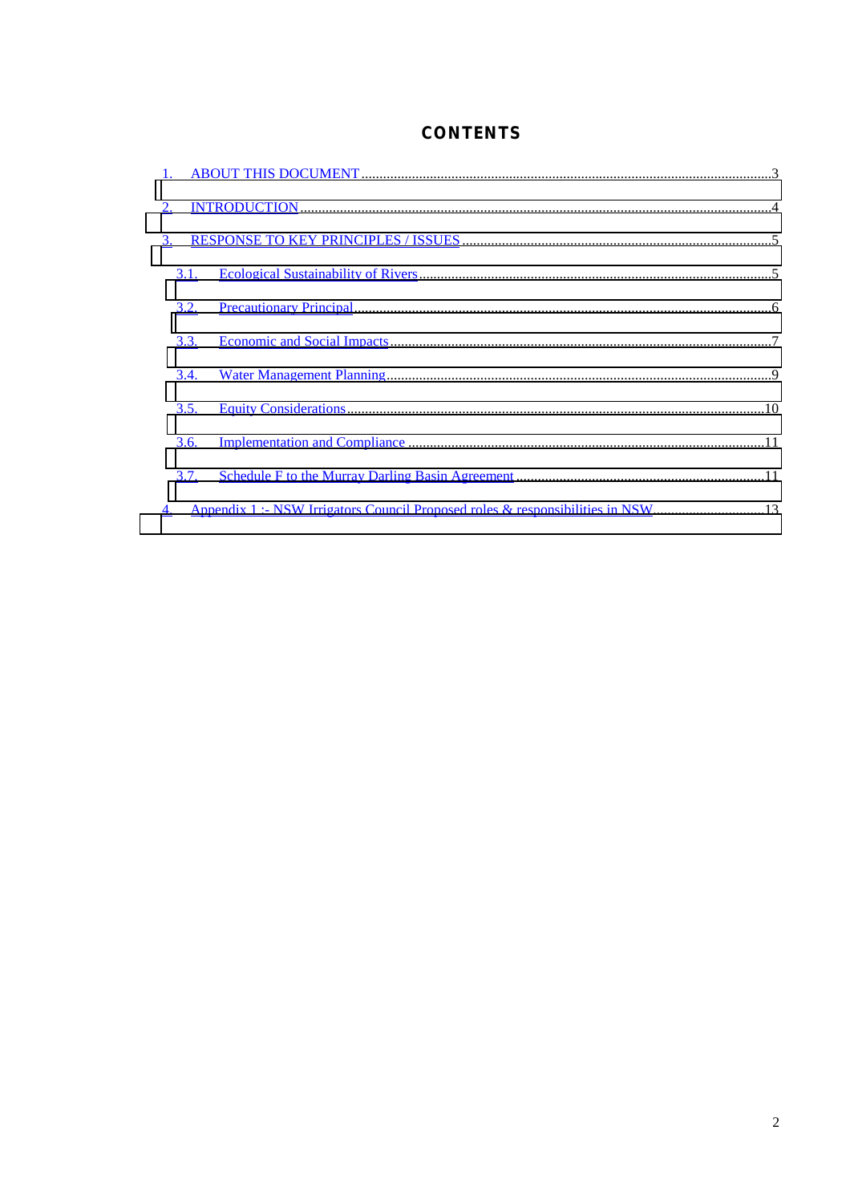# CONTENTS

1. ABOUT THIS DOCUMENT .....3
2. INTRODUCTION .....4
3. RESPONSE TO KEY PRINCIPLES / ISSUES .....5
   - 3.1. Ecological Sustainability of Rivers .....5
   - 3.2. Precautionary Principal .....6
   - 3.3. Economic and Social Impacts .....7
   - 3.4. Water Management Planning .....9
   - 3.5. Equity Considerations .....10
   - 3.6. Implementation and Compliance .....11
   - 3.7. Schedule F to the Murray Darling Basin Agreement .....11
4. Appendix 1 :- NSW Irrigators Council Proposed roles & responsibilities in NSW .....13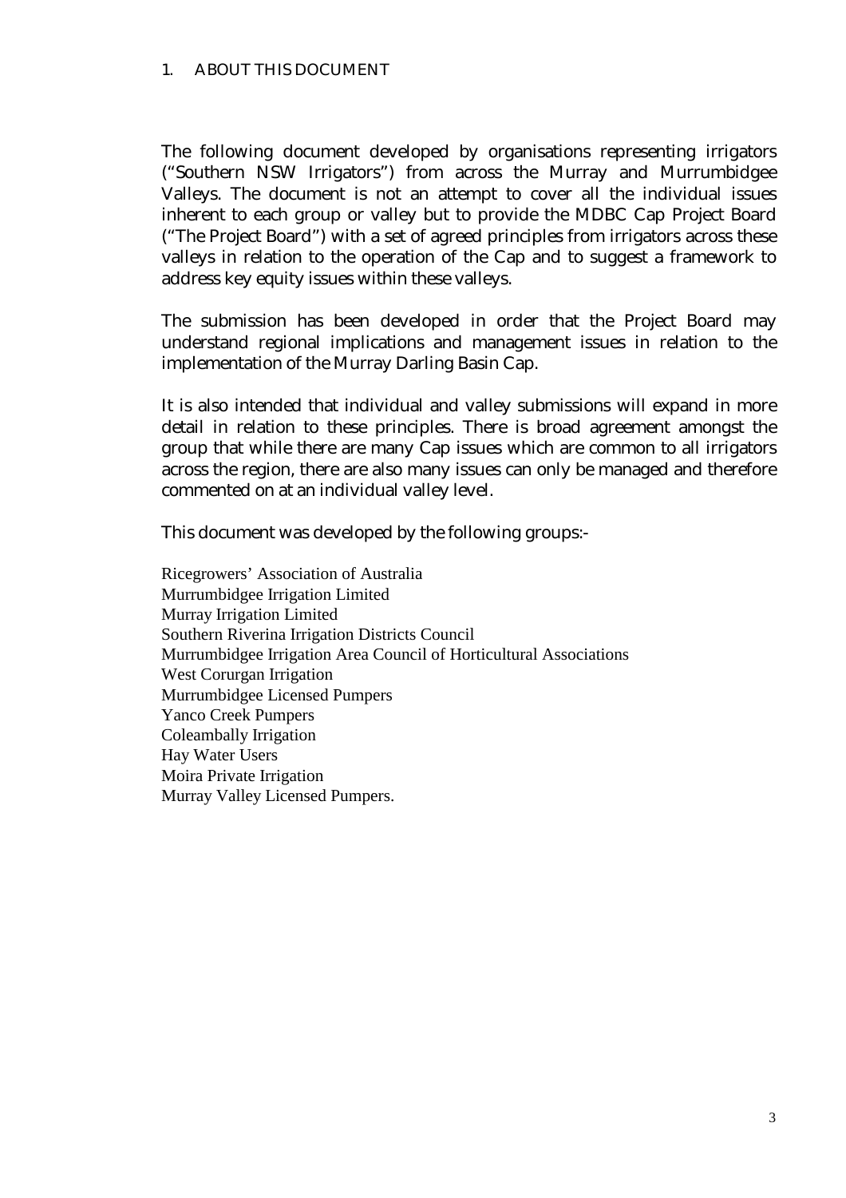# 1. ABOUT THIS DOCUMENT

The following document developed by organisations representing irrigators ("Southern NSW Irrigators") from across the Murray and Murrumbidgee Valleys. The document is not an attempt to cover all the individual issues inherent to each group or valley but to provide the MDBC Cap Project Board ("The Project Board") with a set of agreed principles from irrigators across these valleys in relation to the operation of the Cap and to suggest a framework to address key equity issues within these valleys.

The submission has been developed in order that the Project Board may understand regional implications and management issues in relation to the implementation of the Murray Darling Basin Cap.

It is also intended that individual and valley submissions will expand in more detail in relation to these principles. There is broad agreement amongst the group that while there are many Cap issues which are common to all irrigators across the region, there are also many issues can only be managed and therefore commented on at an individual valley level.

This document was developed by the following groups:-

Ricegrowers' Association of Australia
Murrumbidgee Irrigation Limited
Murray Irrigation Limited
Southern Riverina Irrigation Districts Council
Murrumbidgee Irrigation Area Council of Horticultural Associations
West Corurgan Irrigation
Murrumbidgee Licensed Pumpers
Yanco Creek Pumpers
Coleambally Irrigation
Hay Water Users
Moira Private Irrigation
Murray Valley Licensed Pumpers.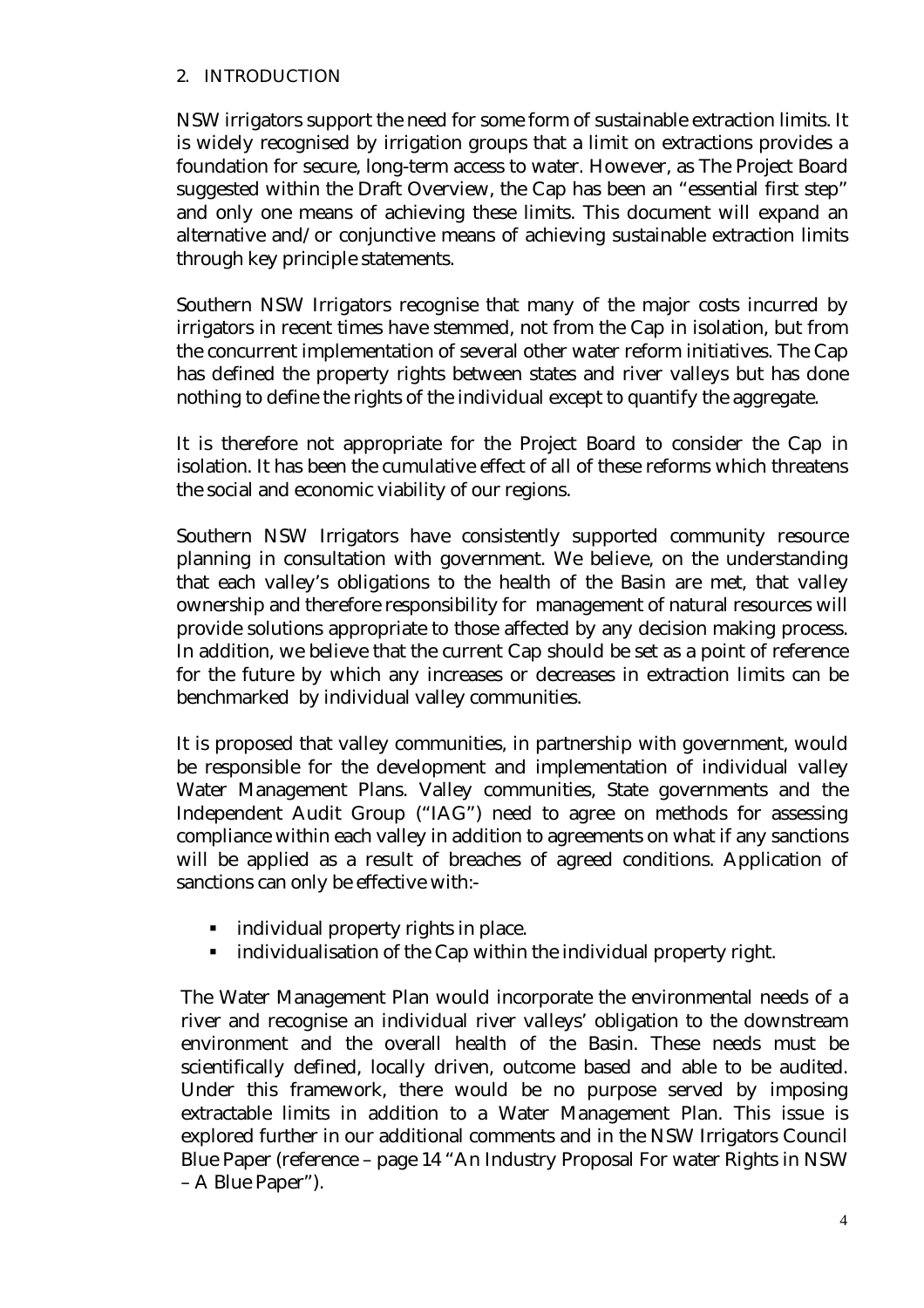## 2. INTRODUCTION

NSW irrigators support the need for some form of sustainable extraction limits. It is widely recognised by irrigation groups that a limit on extractions provides a foundation for secure, long-term access to water. However, as The Project Board suggested within the Draft Overview, the Cap has been an "essential first step" and only one means of achieving these limits. This document will expand an alternative and/or conjunctive means of achieving sustainable extraction limits through key principle statements.

Southern NSW Irrigators recognise that many of the major costs incurred by irrigators in recent times have stemmed, not from the Cap in isolation, but from the concurrent implementation of several other water reform initiatives. The Cap has defined the property rights between states and river valleys but has done nothing to define the rights of the individual except to quantify the aggregate.

It is therefore not appropriate for the Project Board to consider the Cap in isolation. It has been the cumulative effect of all of these reforms which threatens the social and economic viability of our regions.

Southern NSW Irrigators have consistently supported community resource planning in consultation with government. We believe, on the understanding that each valley's obligations to the health of the Basin are met, that valley ownership and therefore responsibility for management of natural resources will provide solutions appropriate to those affected by any decision making process. In addition, we believe that the current Cap should be set as a point of reference for the future by which any increases or decreases in extraction limits can be benchmarked by individual valley communities.

It is proposed that valley communities, in partnership with government, would be responsible for the development and implementation of individual valley Water Management Plans. Valley communities, State governments and the Independent Audit Group ("IAG") need to agree on methods for assessing compliance within each valley in addition to agreements on what if any sanctions will be applied as a result of breaches of agreed conditions. Application of sanctions can only be effective with:-

- individual property rights in place.
- individualisation of the Cap within the individual property right.

The Water Management Plan would incorporate the environmental needs of a river and recognise an individual river valleys' obligation to the downstream environment and the overall health of the Basin. These needs must be scientifically defined, locally driven, outcome based and able to be audited. Under this framework, there would be no purpose served by imposing extractable limits in addition to a Water Management Plan. This issue is explored further in our additional comments and in the NSW Irrigators Council Blue Paper (reference – page 14 "An Industry Proposal For water Rights in NSW – A Blue Paper").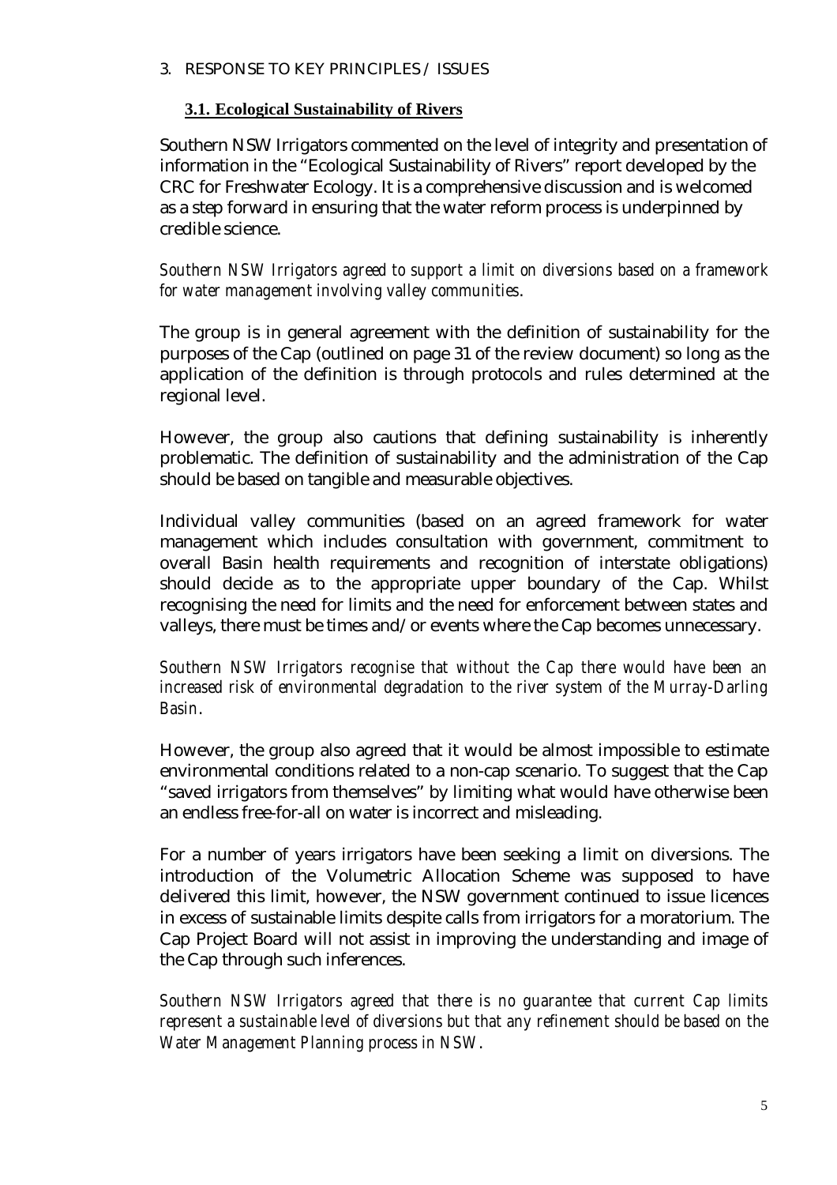## 3. RESPONSE TO KEY PRINCIPLES / ISSUES

### 3.1. Ecological Sustainability of Rivers

Southern NSW Irrigators commented on the level of integrity and presentation of information in the "Ecological Sustainability of Rivers" report developed by the CRC for Freshwater Ecology. It is a comprehensive discussion and is welcomed as a step forward in ensuring that the water reform process is underpinned by credible science.

*Southern NSW Irrigators agreed to support a limit on diversions based on a framework for water management involving valley communities.*

The group is in general agreement with the definition of sustainability for the purposes of the Cap (outlined on page 31 of the review document) so long as the application of the definition is through protocols and rules determined at the regional level.

However, the group also cautions that defining sustainability is inherently problematic. The definition of sustainability and the administration of the Cap should be based on tangible and measurable objectives.

Individual valley communities (based on an agreed framework for water management which includes consultation with government, commitment to overall Basin health requirements and recognition of interstate obligations) should decide as to the appropriate upper boundary of the Cap. Whilst recognising the need for limits and the need for enforcement between states and valleys, there must be times and/or events where the Cap becomes unnecessary.

*Southern NSW Irrigators recognise that without the Cap there would have been an increased risk of environmental degradation to the river system of the Murray-Darling Basin.*

However, the group also agreed that it would be almost impossible to estimate environmental conditions related to a non-cap scenario. To suggest that the Cap "saved irrigators from themselves" by limiting what would have otherwise been an endless free-for-all on water is incorrect and misleading.

For a number of years irrigators have been seeking a limit on diversions. The introduction of the Volumetric Allocation Scheme was supposed to have delivered this limit, however, the NSW government continued to issue licences in excess of sustainable limits despite calls from irrigators for a moratorium. The Cap Project Board will not assist in improving the understanding and image of the Cap through such inferences.

*Southern NSW Irrigators agreed that there is no guarantee that current Cap limits represent a sustainable level of diversions but that any refinement should be based on the Water Management Planning process in NSW.*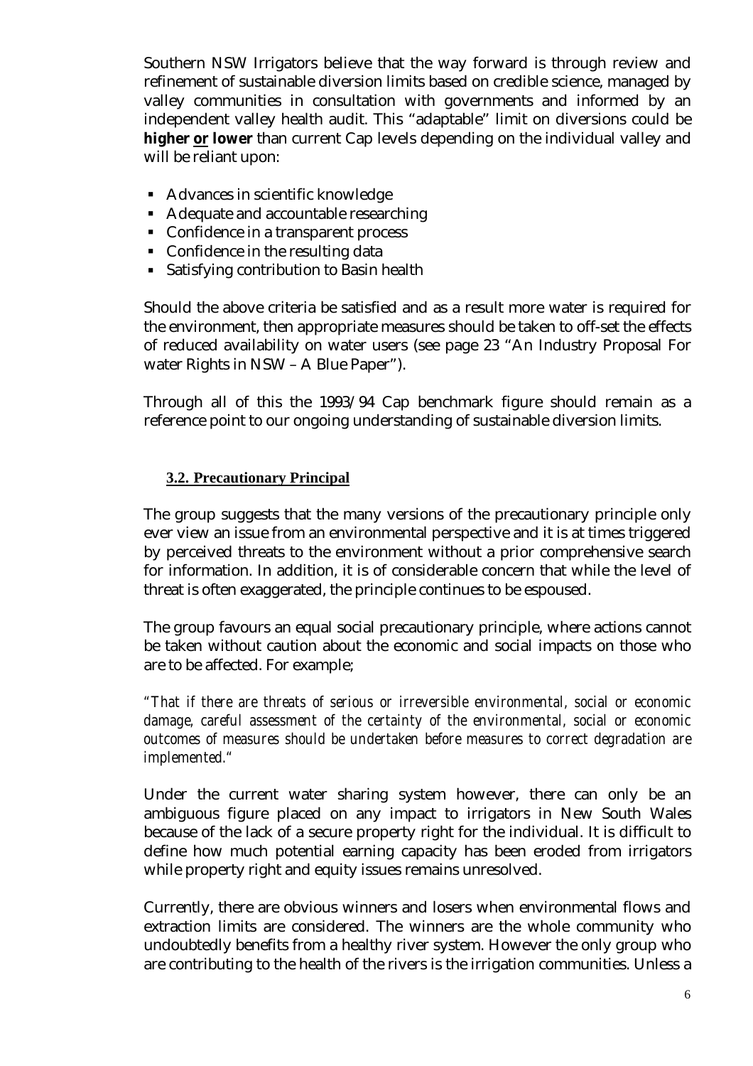Southern NSW Irrigators believe that the way forward is through review and refinement of sustainable diversion limits based on credible science, managed by valley communities in consultation with governments and informed by an independent valley health audit. This "adaptable" limit on diversions could be **higher <u>or</u> lower** than current Cap levels depending on the individual valley and will be reliant upon:

- Advances in scientific knowledge
- Adequate and accountable researching
- Confidence in a transparent process
- Confidence in the resulting data
- Satisfying contribution to Basin health

Should the above criteria be satisfied and as a result more water is required for the environment, then appropriate measures should be taken to off-set the effects of reduced availability on water users (see page 23 "An Industry Proposal For water Rights in NSW – A Blue Paper").

Through all of this the 1993/94 Cap benchmark figure should remain as a reference point to our ongoing understanding of sustainable diversion limits.

### 3.2. Precautionary Principal

The group suggests that the many versions of the precautionary principle only ever view an issue from an environmental perspective and it is at times triggered by perceived threats to the environment without a prior comprehensive search for information. In addition, it is of considerable concern that while the level of threat is often exaggerated, the principle continues to be espoused.

The group favours an equal social precautionary principle, where actions cannot be taken without caution about the economic and social impacts on those who are to be affected. For example;

*"That if there are threats of serious or irreversible environmental, social or economic damage, careful assessment of the certainty of the environmental, social or economic outcomes of measures should be undertaken before measures to correct degradation are implemented."*

Under the current water sharing system however, there can only be an ambiguous figure placed on any impact to irrigators in New South Wales because of the lack of a secure property right for the individual. It is difficult to define how much potential earning capacity has been eroded from irrigators while property right and equity issues remains unresolved.

Currently, there are obvious winners and losers when environmental flows and extraction limits are considered. The winners are the whole community who undoubtedly benefits from a healthy river system. However the only group who are contributing to the health of the rivers is the irrigation communities. Unless a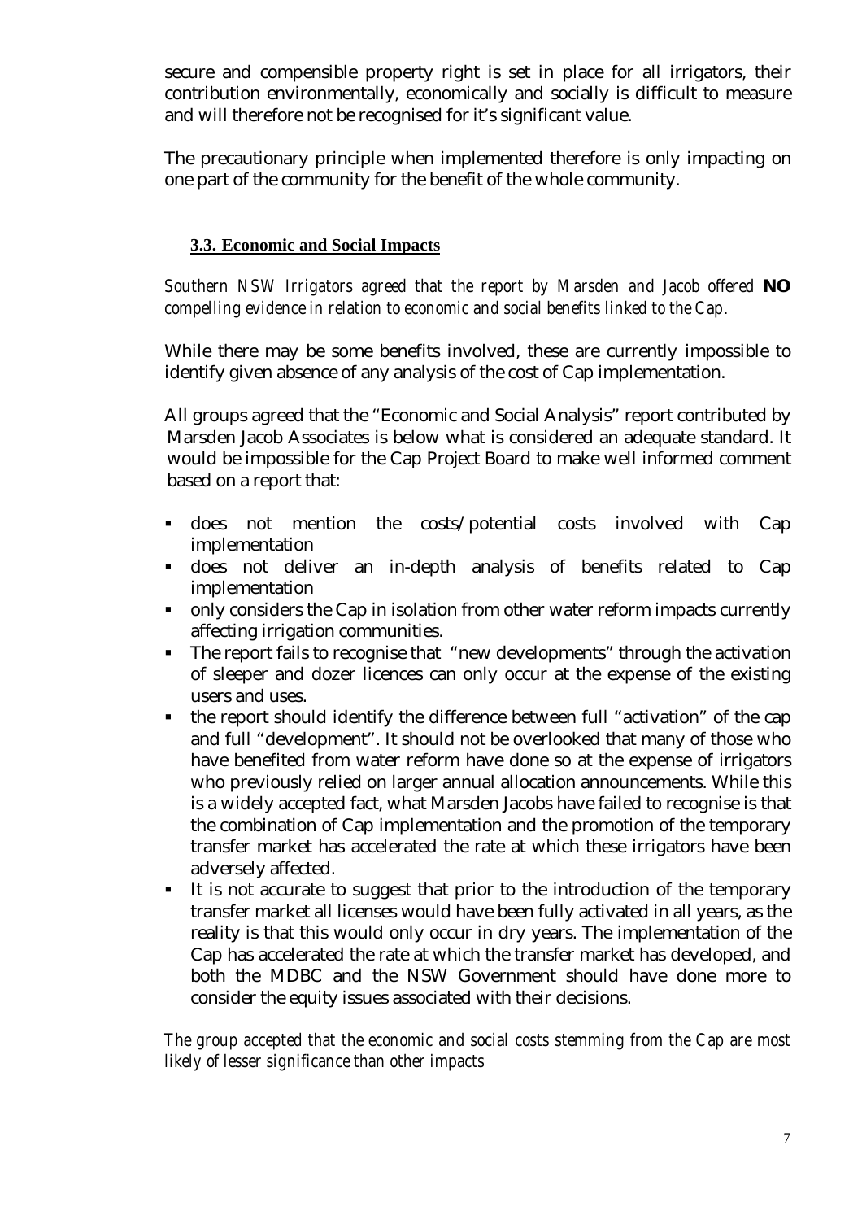secure and compensible property right is set in place for all irrigators, their contribution environmentally, economically and socially is difficult to measure and will therefore not be recognised for it's significant value.

The precautionary principle when implemented therefore is only impacting on one part of the community for the benefit of the whole community.

### 3.3. Economic and Social Impacts

*Southern NSW Irrigators agreed that the report by Marsden and Jacob offered* **NO** *compelling evidence in relation to economic and social benefits linked to the Cap.*

While there may be some benefits involved, these are currently impossible to identify given absence of any analysis of the cost of Cap implementation.

All groups agreed that the "Economic and Social Analysis" report contributed by Marsden Jacob Associates is below what is considered an adequate standard. It would be impossible for the Cap Project Board to make well informed comment based on a report that:

- does not mention the costs/potential costs involved with Cap implementation
- does not deliver an in-depth analysis of benefits related to Cap implementation
- only considers the Cap in isolation from other water reform impacts currently affecting irrigation communities.
- The report fails to recognise that "new developments" through the activation of sleeper and dozer licences can only occur at the expense of the existing users and uses.
- the report should identify the difference between full "activation" of the cap and full "development". It should not be overlooked that many of those who have benefited from water reform have done so at the expense of irrigators who previously relied on larger annual allocation announcements. While this is a widely accepted fact, what Marsden Jacobs have failed to recognise is that the combination of Cap implementation and the promotion of the temporary transfer market has accelerated the rate at which these irrigators have been adversely affected.
- It is not accurate to suggest that prior to the introduction of the temporary transfer market all licenses would have been fully activated in all years, as the reality is that this would only occur in dry years. The implementation of the Cap has accelerated the rate at which the transfer market has developed, and both the MDBC and the NSW Government should have done more to consider the equity issues associated with their decisions.

*The group accepted that the economic and social costs stemming from the Cap are most likely of lesser significance than other impacts*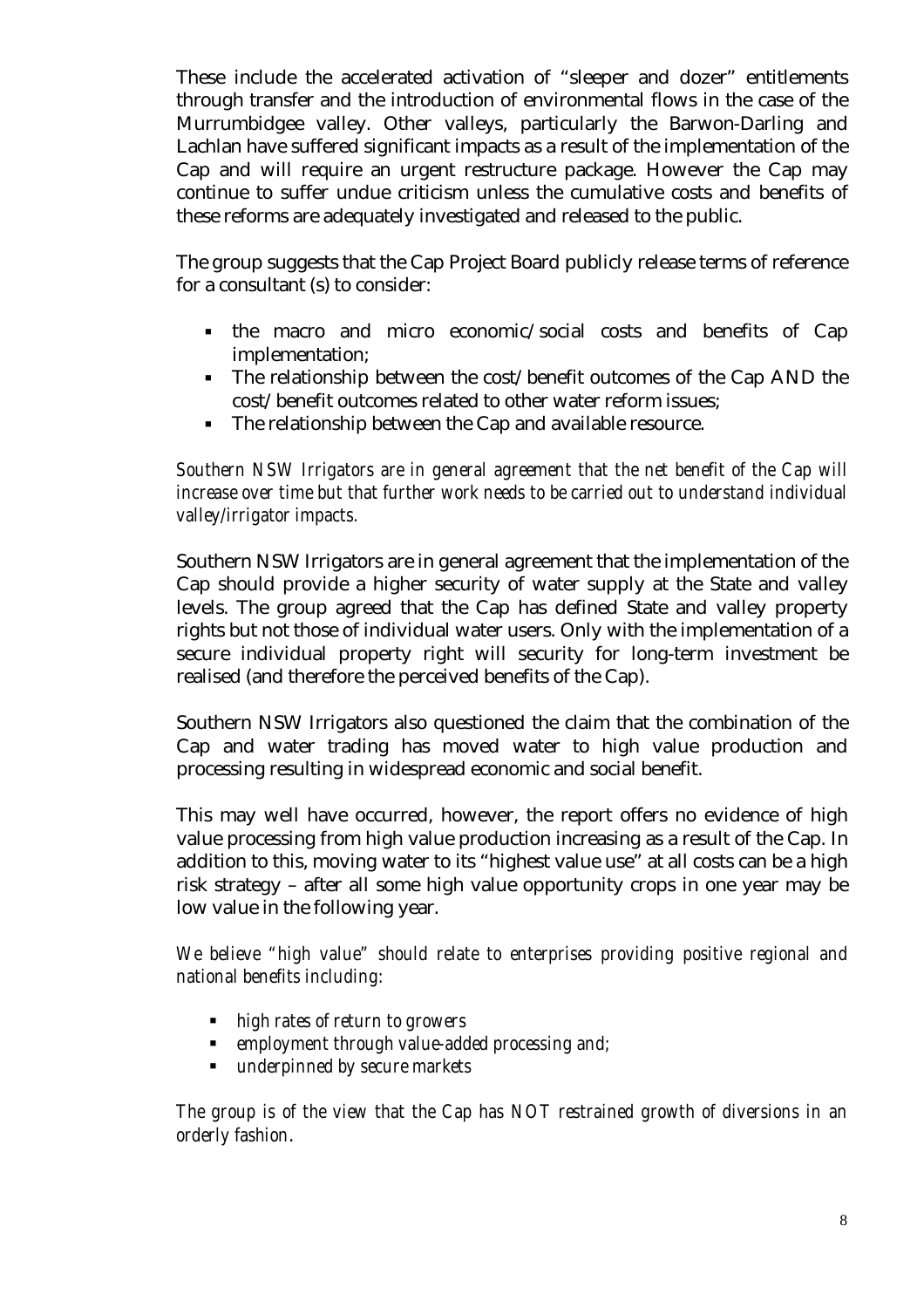These include the accelerated activation of "sleeper and dozer" entitlements through transfer and the introduction of environmental flows in the case of the Murrumbidgee valley. Other valleys, particularly the Barwon-Darling and Lachlan have suffered significant impacts as a result of the implementation of the Cap and will require an urgent restructure package. However the Cap may continue to suffer undue criticism unless the cumulative costs and benefits of these reforms are adequately investigated and released to the public.

The group suggests that the Cap Project Board publicly release terms of reference for a consultant (s) to consider:

- the macro and micro economic/social costs and benefits of Cap implementation;
- The relationship between the cost/benefit outcomes of the Cap AND the cost/benefit outcomes related to other water reform issues;
- The relationship between the Cap and available resource.

*Southern NSW Irrigators are in general agreement that the net benefit of the Cap will increase over time but that further work needs to be carried out to understand individual valley/irrigator impacts.*

Southern NSW Irrigators are in general agreement that the implementation of the Cap should provide a higher security of water supply at the State and valley levels. The group agreed that the Cap has defined State and valley property rights but not those of individual water users. Only with the implementation of a secure individual property right will security for long-term investment be realised (and therefore the perceived benefits of the Cap).

Southern NSW Irrigators also questioned the claim that the combination of the Cap and water trading has moved water to high value production and processing resulting in widespread economic and social benefit.

This may well have occurred, however, the report offers no evidence of high value processing from high value production increasing as a result of the Cap. In addition to this, moving water to its "highest value use" at all costs can be a high risk strategy – after all some high value opportunity crops in one year may be low value in the following year.

*We believe "high value" should relate to enterprises providing positive regional and national benefits including:*

- *high rates of return to growers*
- *employment through value-added processing and;*
- *underpinned by secure markets*

*The group is of the view that the Cap has NOT restrained growth of diversions in an orderly fashion.*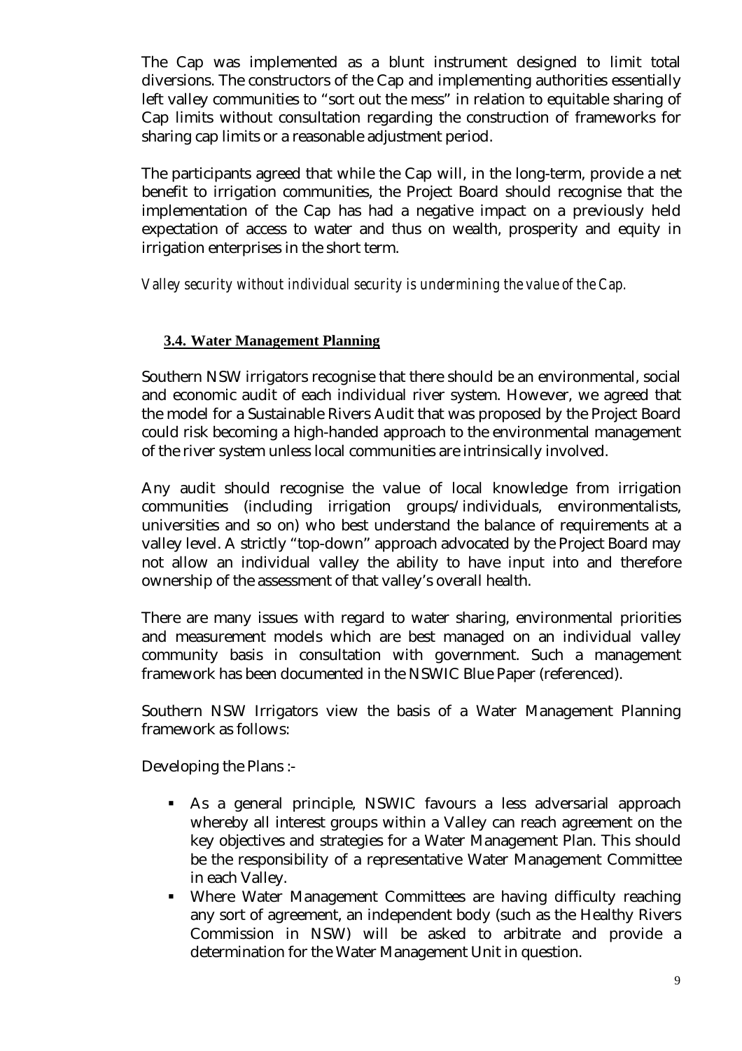The Cap was implemented as a blunt instrument designed to limit total diversions. The constructors of the Cap and implementing authorities essentially left valley communities to "sort out the mess" in relation to equitable sharing of Cap limits without consultation regarding the construction of frameworks for sharing cap limits or a reasonable adjustment period.

The participants agreed that while the Cap will, in the long-term, provide a net benefit to irrigation communities, the Project Board should recognise that the implementation of the Cap has had a negative impact on a previously held expectation of access to water and thus on wealth, prosperity and equity in irrigation enterprises in the short term.

*Valley security without individual security is undermining the value of the Cap.*

### 3.4. Water Management Planning

Southern NSW irrigators recognise that there should be an environmental, social and economic audit of each individual river system. However, we agreed that the model for a Sustainable Rivers Audit that was proposed by the Project Board could risk becoming a high-handed approach to the environmental management of the river system unless local communities are intrinsically involved.

Any audit should recognise the value of local knowledge from irrigation communities (including irrigation groups/individuals, environmentalists, universities and so on) who best understand the balance of requirements at a valley level. A strictly "top-down" approach advocated by the Project Board may not allow an individual valley the ability to have input into and therefore ownership of the assessment of that valley's overall health.

There are many issues with regard to water sharing, environmental priorities and measurement models which are best managed on an individual valley community basis in consultation with government. Such a management framework has been documented in the NSWIC Blue Paper (referenced).

Southern NSW Irrigators view the basis of a Water Management Planning framework as follows:

Developing the Plans :-

- As a general principle, NSWIC favours a less adversarial approach whereby all interest groups within a Valley can reach agreement on the key objectives and strategies for a Water Management Plan. This should be the responsibility of a representative Water Management Committee in each Valley.
- Where Water Management Committees are having difficulty reaching any sort of agreement, an independent body (such as the Healthy Rivers Commission in NSW) will be asked to arbitrate and provide a determination for the Water Management Unit in question.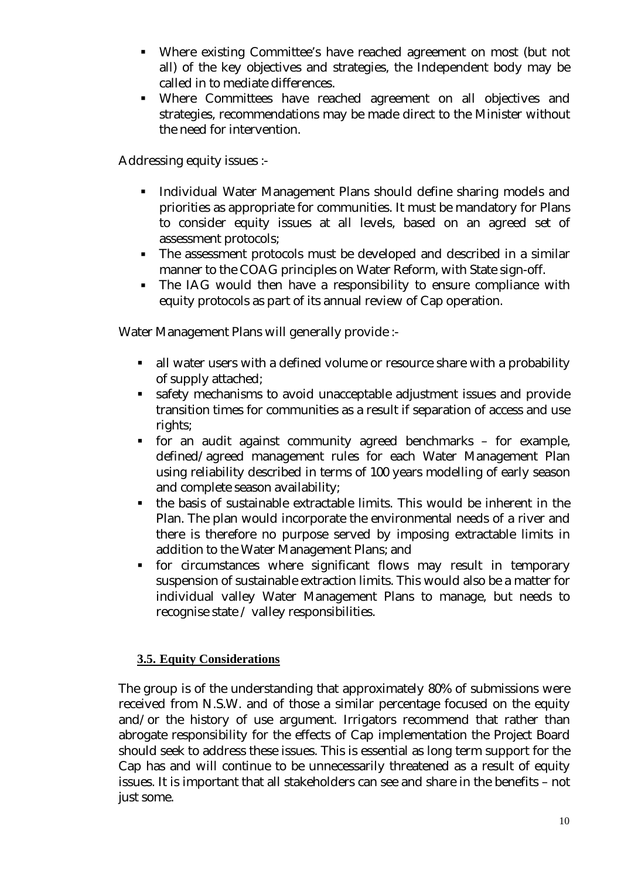- Where existing Committee's have reached agreement on most (but not all) of the key objectives and strategies, the Independent body may be called in to mediate differences.
- Where Committees have reached agreement on all objectives and strategies, recommendations may be made direct to the Minister without the need for intervention.

Addressing equity issues :-

- Individual Water Management Plans should define sharing models and priorities as appropriate for communities. It must be mandatory for Plans to consider equity issues at all levels, based on an agreed set of assessment protocols;
- The assessment protocols must be developed and described in a similar manner to the COAG principles on Water Reform, with State sign-off.
- The IAG would then have a responsibility to ensure compliance with equity protocols as part of its annual review of Cap operation.

Water Management Plans will generally provide :-

- all water users with a defined volume or resource share with a probability of supply attached;
- safety mechanisms to avoid unacceptable adjustment issues and provide transition times for communities as a result if separation of access and use rights;
- for an audit against community agreed benchmarks – for example, defined/agreed management rules for each Water Management Plan using reliability described in terms of 100 years modelling of early season and complete season availability;
- the basis of sustainable extractable limits. This would be inherent in the Plan. The plan would incorporate the environmental needs of a river and there is therefore no purpose served by imposing extractable limits in addition to the Water Management Plans; and
- for circumstances where significant flows may result in temporary suspension of sustainable extraction limits. This would also be a matter for individual valley Water Management Plans to manage, but needs to recognise state / valley responsibilities.

## 3.5. Equity Considerations

The group is of the understanding that approximately 80% of submissions were received from N.S.W. and of those a similar percentage focused on the equity and/or the history of use argument. Irrigators recommend that rather than abrogate responsibility for the effects of Cap implementation the Project Board should seek to address these issues. This is essential as long term support for the Cap has and will continue to be unnecessarily threatened as a result of equity issues. It is important that all stakeholders can see and share in the benefits – not just some.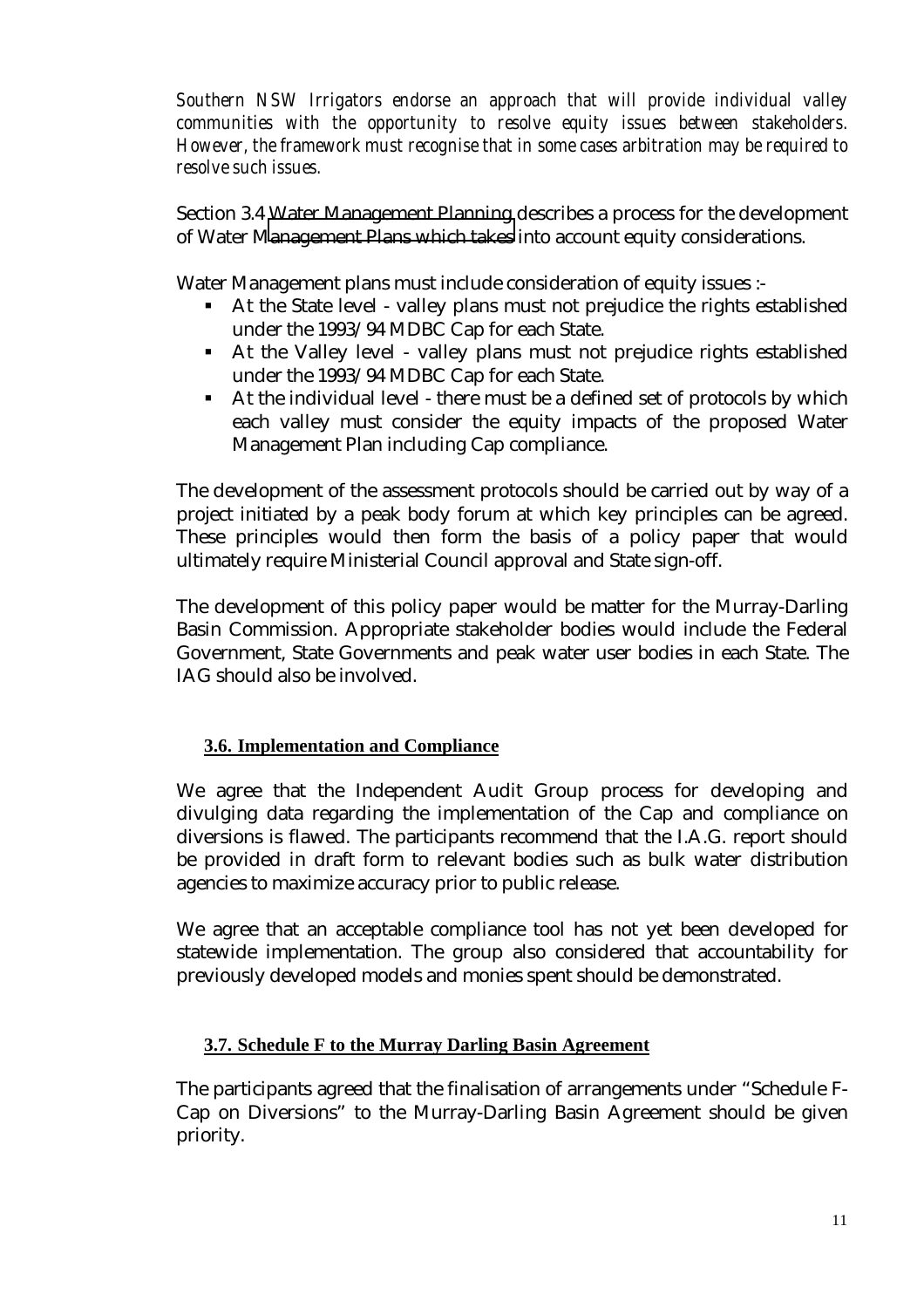*Southern NSW Irrigators endorse an approach that will provide individual valley communities with the opportunity to resolve equity issues between stakeholders. However, the framework must recognise that in some cases arbitration may be required to resolve such issues.*

Section 3.4 Water Management Planning describes a process for the development of Water Management Plans which takes into account equity considerations.

Water Management plans must include consideration of equity issues :-

- At the State level - valley plans must not prejudice the rights established under the 1993/94 MDBC Cap for each State.
- At the Valley level - valley plans must not prejudice rights established under the 1993/94 MDBC Cap for each State.
- At the individual level - there must be a defined set of protocols by which each valley must consider the equity impacts of the proposed Water Management Plan including Cap compliance.

The development of the assessment protocols should be carried out by way of a project initiated by a peak body forum at which key principles can be agreed. These principles would then form the basis of a policy paper that would ultimately require Ministerial Council approval and State sign-off.

The development of this policy paper would be matter for the Murray-Darling Basin Commission. Appropriate stakeholder bodies would include the Federal Government, State Governments and peak water user bodies in each State. The IAG should also be involved.

### 3.6. Implementation and Compliance

We agree that the Independent Audit Group process for developing and divulging data regarding the implementation of the Cap and compliance on diversions is flawed. The participants recommend that the I.A.G. report should be provided in draft form to relevant bodies such as bulk water distribution agencies to maximize accuracy prior to public release.

We agree that an acceptable compliance tool has not yet been developed for statewide implementation. The group also considered that accountability for previously developed models and monies spent should be demonstrated.

### 3.7. Schedule F to the Murray Darling Basin Agreement

The participants agreed that the finalisation of arrangements under "Schedule F- Cap on Diversions" to the Murray-Darling Basin Agreement should be given priority.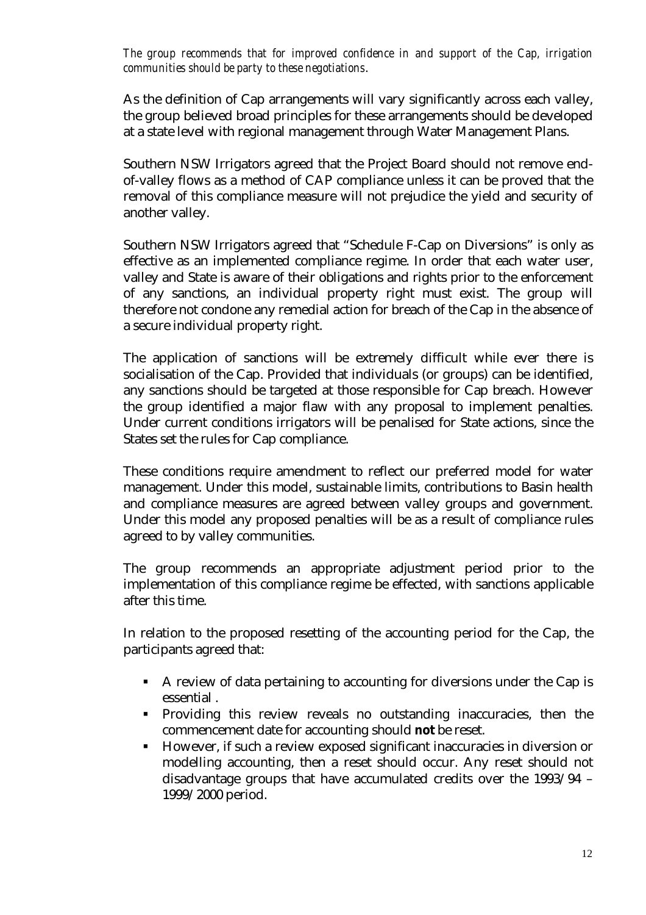*The group recommends that for improved confidence in and support of the Cap, irrigation communities should be party to these negotiations.*

As the definition of Cap arrangements will vary significantly across each valley, the group believed broad principles for these arrangements should be developed at a state level with regional management through Water Management Plans.

Southern NSW Irrigators agreed that the Project Board should not remove end-of-valley flows as a method of CAP compliance unless it can be proved that the removal of this compliance measure will not prejudice the yield and security of another valley.

Southern NSW Irrigators agreed that "Schedule F-Cap on Diversions" is only as effective as an implemented compliance regime. In order that each water user, valley and State is aware of their obligations and rights prior to the enforcement of any sanctions, an individual property right must exist. The group will therefore not condone any remedial action for breach of the Cap in the absence of a secure individual property right.

The application of sanctions will be extremely difficult while ever there is socialisation of the Cap. Provided that individuals (or groups) can be identified, any sanctions should be targeted at those responsible for Cap breach. However the group identified a major flaw with any proposal to implement penalties. Under current conditions irrigators will be penalised for State actions, since the States set the rules for Cap compliance.

These conditions require amendment to reflect our preferred model for water management. Under this model, sustainable limits, contributions to Basin health and compliance measures are agreed between valley groups and government. Under this model any proposed penalties will be as a result of compliance rules agreed to by valley communities.

The group recommends an appropriate adjustment period prior to the implementation of this compliance regime be effected, with sanctions applicable after this time.

In relation to the proposed resetting of the accounting period for the Cap, the participants agreed that:

- A review of data pertaining to accounting for diversions under the Cap is essential .
- Providing this review reveals no outstanding inaccuracies, then the commencement date for accounting should **not** be reset.
- However, if such a review exposed significant inaccuracies in diversion or modelling accounting, then a reset should occur. Any reset should not disadvantage groups that have accumulated credits over the 1993/94 – 1999/2000 period.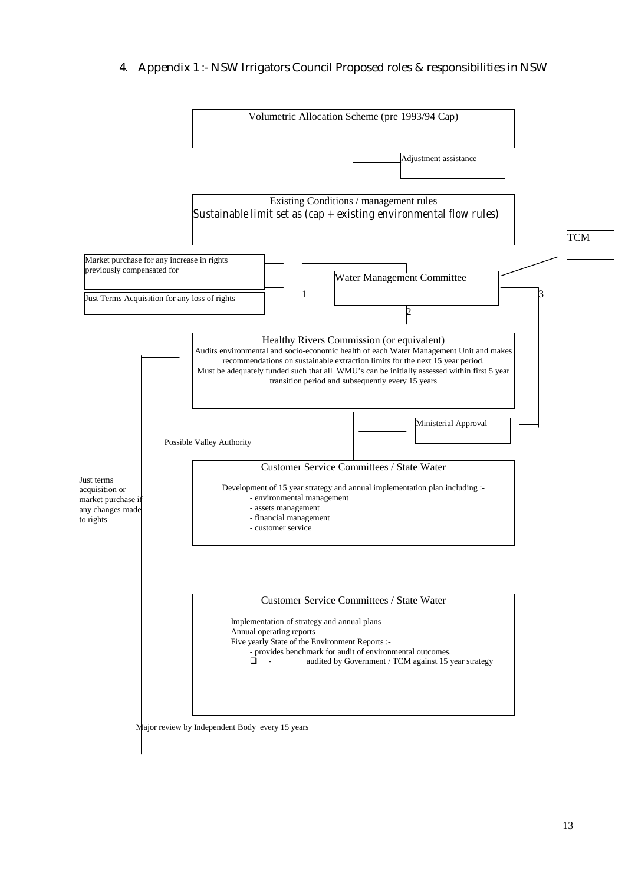# 4. Appendix 1 :- NSW Irrigators Council Proposed roles & responsibilities in NSW

Volumetric Allocation Scheme (pre 1993/94 Cap)

Adjustment assistance

Existing Conditions / management rules
*Sustainable limit set as (cap + existing environmental flow rules)*

TCM

Market purchase for any increase in rights previously compensated for

Just Terms Acquisition for any loss of rights

1

Water Management Committee

2

3

Healthy Rivers Commission (or equivalent)
Audits environmental and socio-economic health of each Water Management Unit and makes recommendations on sustainable extraction limits for the next 15 year period.
Must be adequately funded such that all WMU's can be initially assessed within first 5 year transition period and subsequently every 15 years

Ministerial Approval

Possible Valley Authority

Just terms acquisition or market purchase if any changes made to rights

Customer Service Committees / State Water

Development of 15 year strategy and annual implementation plan including :-
- environmental management
- assets management
- financial management
- customer service

Customer Service Committees / State Water

Implementation of strategy and annual plans
Annual operating reports
Five yearly State of the Environment Reports :-
- provides benchmark for audit of environmental outcomes.
- audited by Government / TCM against 15 year strategy

Major review by Independent Body every 15 years